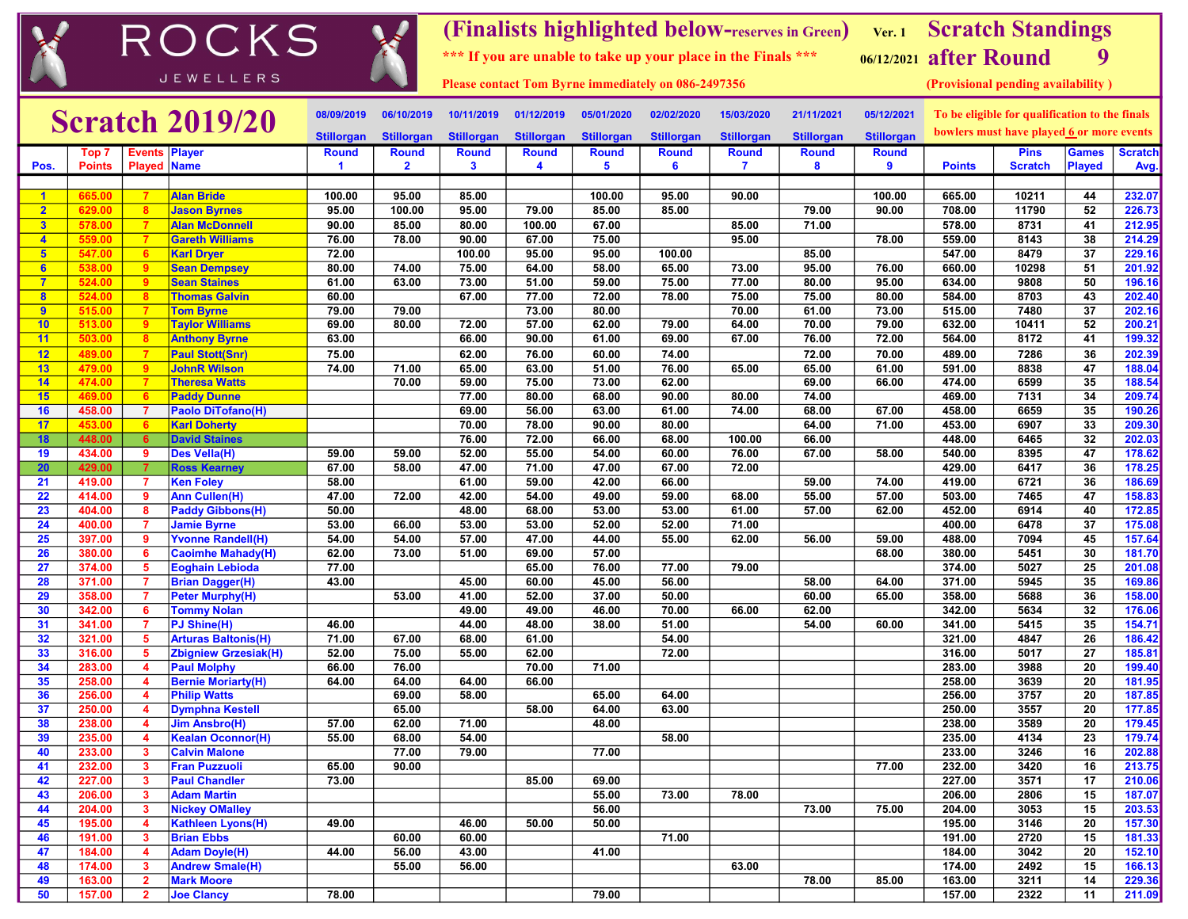# ROCKS JEWELLERS

**(Finalists highlighted below-reserves in Green)** Ver. 1 **Scratch Standings after Round 9**

**\*\*\* If you are unable to take up your place in the Finals \*\*\*** 06/12/2021

**Please contact Tom Byrne immediately on 086-2497356** **(Provisional pending availability )**

## Scratch 2019/20

**To be eligible for qualification to the finals bowlers must have played 6 or more events**

| Pos. | Top 7 Points | Events Played | Player Name | Round 1 (08/09/2019 Stillorgan) | Round 2 (06/10/2019 Stillorgan) | Round 3 (10/11/2019 Stillorgan) | Round 4 (01/12/2019 Stillorgan) | Round 5 (05/01/2020 Stillorgan) | Round 6 (02/02/2020 Stillorgan) | Round 7 (15/03/2020 Stillorgan) | Round 8 (21/11/2021 Stillorgan) | Round 9 (05/12/2021 Stillorgan) | Points | Pins Scratch | Games Played | Scratch Avg. |
|---|---|---|---|---|---|---|---|---|---|---|---|---|---|---|---|---|
| 1 | 665.00 | 7 | Alan Bride | 100.00 | 95.00 | 85.00 | | 100.00 | 95.00 | 90.00 | | 100.00 | 665.00 | 10211 | 44 | 232.07 |
| 2 | 629.00 | 8 | Jason Byrnes | 95.00 | 100.00 | 95.00 | 79.00 | 85.00 | 85.00 | | 79.00 | 90.00 | 708.00 | 11790 | 52 | 226.73 |
| 3 | 578.00 | 7 | Alan McDonnell | 90.00 | 85.00 | 80.00 | 100.00 | 67.00 | | 85.00 | 71.00 | | 578.00 | 8731 | 41 | 212.95 |
| 4 | 559.00 | 7 | Gareth Williams | 76.00 | 78.00 | 90.00 | 67.00 | 75.00 | | 95.00 | | 78.00 | 559.00 | 8143 | 38 | 214.29 |
| 5 | 547.00 | 6 | Karl Dryer | 72.00 | | 100.00 | 95.00 | 95.00 | 100.00 | | 85.00 | | 547.00 | 8479 | 37 | 229.16 |
| 6 | 538.00 | 9 | Sean Dempsey | 80.00 | 74.00 | 75.00 | 64.00 | 58.00 | 65.00 | 73.00 | 95.00 | 76.00 | 660.00 | 10298 | 51 | 201.92 |
| 7 | 524.00 | 9 | Sean Staines | 61.00 | 63.00 | 73.00 | 51.00 | 59.00 | 75.00 | 77.00 | 80.00 | 95.00 | 634.00 | 9808 | 50 | 196.16 |
| 8 | 524.00 | 8 | Thomas Galvin | 60.00 | | 67.00 | 77.00 | 72.00 | 78.00 | 75.00 | 75.00 | 80.00 | 584.00 | 8703 | 43 | 202.40 |
| 9 | 515.00 | 7 | Tom Byrne | 79.00 | 79.00 | | 73.00 | 80.00 | | 70.00 | 61.00 | 73.00 | 515.00 | 7480 | 37 | 202.16 |
| 10 | 513.00 | 9 | Taylor Williams | 69.00 | 80.00 | 72.00 | 57.00 | 62.00 | 79.00 | 64.00 | 70.00 | 79.00 | 632.00 | 10411 | 52 | 200.21 |
| 11 | 503.00 | 8 | Anthony Byrne | 63.00 | | 66.00 | 90.00 | 61.00 | 69.00 | 67.00 | 76.00 | 72.00 | 564.00 | 8172 | 41 | 199.32 |
| 12 | 489.00 | 7 | Paul Stott(Snr) | 75.00 | | 62.00 | 76.00 | 60.00 | 74.00 | | 72.00 | 70.00 | 489.00 | 7286 | 36 | 202.39 |
| 13 | 479.00 | 9 | JohnR Wilson | 74.00 | 71.00 | 65.00 | 63.00 | 51.00 | 76.00 | 65.00 | 65.00 | 61.00 | 591.00 | 8838 | 47 | 188.04 |
| 14 | 474.00 | 7 | Theresa Watts | | 70.00 | 59.00 | 75.00 | 73.00 | 62.00 | | 69.00 | 66.00 | 474.00 | 6599 | 35 | 188.54 |
| 15 | 469.00 | 6 | Paddy Dunne | | | 77.00 | 80.00 | 68.00 | 90.00 | 80.00 | 74.00 | | 469.00 | 7131 | 34 | 209.74 |
| 16 | 458.00 | 7 | Paolo DiTofano(H) | | | 69.00 | 56.00 | 63.00 | 61.00 | 74.00 | 68.00 | 67.00 | 458.00 | 6659 | 35 | 190.26 |
| 17 | 453.00 | 6 | Karl Doherty | | | 70.00 | 78.00 | 90.00 | 80.00 | | 64.00 | 71.00 | 453.00 | 6907 | 33 | 209.30 |
| 18 | 448.00 | 6 | David Staines | | | 76.00 | 72.00 | 66.00 | 68.00 | 100.00 | 66.00 | | 448.00 | 6465 | 32 | 202.03 |
| 19 | 434.00 | 9 | Des Vella(H) | 59.00 | 59.00 | 52.00 | 55.00 | 54.00 | 60.00 | 76.00 | 67.00 | 58.00 | 540.00 | 8395 | 47 | 178.62 |
| 20 | 429.00 | 7 | Ross Kearney | 67.00 | 58.00 | 47.00 | 71.00 | 47.00 | 67.00 | 72.00 | | | 429.00 | 6417 | 36 | 178.25 |
| 21 | 419.00 | 7 | Ken Foley | 58.00 | | 61.00 | 59.00 | 42.00 | 66.00 | | 59.00 | 74.00 | 419.00 | 6721 | 36 | 186.69 |
| 22 | 414.00 | 9 | Ann Cullen(H) | 47.00 | 72.00 | 42.00 | 54.00 | 49.00 | 59.00 | 68.00 | 55.00 | 57.00 | 503.00 | 7465 | 47 | 158.83 |
| 23 | 404.00 | 8 | Paddy Gibbons(H) | 50.00 | | 48.00 | 68.00 | 53.00 | 53.00 | 61.00 | 57.00 | 62.00 | 452.00 | 6914 | 40 | 172.85 |
| 24 | 400.00 | 7 | Jamie Byrne | 53.00 | 66.00 | 53.00 | 53.00 | 52.00 | 52.00 | 71.00 | | | 400.00 | 6478 | 37 | 175.08 |
| 25 | 397.00 | 9 | Yvonne Randell(H) | 54.00 | 54.00 | 57.00 | 47.00 | 44.00 | 55.00 | 62.00 | 56.00 | 59.00 | 488.00 | 7094 | 45 | 157.64 |
| 26 | 380.00 | 6 | Caoimhe Mahady(H) | 62.00 | 73.00 | 51.00 | 69.00 | 57.00 | | | | 68.00 | 380.00 | 5451 | 30 | 181.70 |
| 27 | 374.00 | 5 | Eoghain Lebioda | 77.00 | | | 65.00 | 76.00 | 77.00 | 79.00 | | | 374.00 | 5027 | 25 | 201.08 |
| 28 | 371.00 | 7 | Brian Dagger(H) | 43.00 | | 45.00 | 60.00 | 45.00 | 56.00 | | 58.00 | 64.00 | 371.00 | 5945 | 35 | 169.86 |
| 29 | 358.00 | 7 | Peter Murphy(H) | | 53.00 | 41.00 | 52.00 | 37.00 | 50.00 | | 60.00 | 65.00 | 358.00 | 5688 | 36 | 158.00 |
| 30 | 342.00 | 6 | Tommy Nolan | | | 49.00 | 49.00 | 46.00 | 70.00 | 66.00 | 62.00 | | 342.00 | 5634 | 32 | 176.06 |
| 31 | 341.00 | 7 | PJ Shine(H) | 46.00 | | 44.00 | 48.00 | 38.00 | 51.00 | | 54.00 | 60.00 | 341.00 | 5415 | 35 | 154.71 |
| 32 | 321.00 | 5 | Arturas Baltonis(H) | 71.00 | 67.00 | 68.00 | 61.00 | | 54.00 | | | | 321.00 | 4847 | 26 | 186.42 |
| 33 | 316.00 | 5 | Zbigniew Grzesiak(H) | 52.00 | 75.00 | 55.00 | 62.00 | | 72.00 | | | | 316.00 | 5017 | 27 | 185.81 |
| 34 | 283.00 | 4 | Paul Molphy | 66.00 | 76.00 | | 70.00 | 71.00 | | | | | 283.00 | 3988 | 20 | 199.40 |
| 35 | 258.00 | 4 | Bernie Moriarty(H) | 64.00 | 64.00 | 64.00 | 66.00 | | | | | | 258.00 | 3639 | 20 | 181.95 |
| 36 | 256.00 | 4 | Philip Watts | | 69.00 | 58.00 | | 65.00 | 64.00 | | | | 256.00 | 3757 | 20 | 187.85 |
| 37 | 250.00 | 4 | Dymphna Kestell | | 65.00 | | 58.00 | 64.00 | 63.00 | | | | 250.00 | 3557 | 20 | 177.85 |
| 38 | 238.00 | 4 | Jim Ansbro(H) | 57.00 | 62.00 | 71.00 | | 48.00 | | | | | 238.00 | 3589 | 20 | 179.45 |
| 39 | 235.00 | 4 | Kealan Oconnor(H) | 55.00 | 68.00 | 54.00 | | | 58.00 | | | | 235.00 | 4134 | 23 | 179.74 |
| 40 | 233.00 | 3 | Calvin Malone | | 77.00 | 79.00 | | 77.00 | | | | | 233.00 | 3246 | 16 | 202.88 |
| 41 | 232.00 | 3 | Fran Puzzuoli | 65.00 | 90.00 | | | | | | | 77.00 | 232.00 | 3420 | 16 | 213.75 |
| 42 | 227.00 | 3 | Paul Chandler | 73.00 | | | 85.00 | 69.00 | | | | | 227.00 | 3571 | 17 | 210.06 |
| 43 | 206.00 | 3 | Adam Martin | | | | | 55.00 | 73.00 | 78.00 | | | 206.00 | 2806 | 15 | 187.07 |
| 44 | 204.00 | 3 | Nickey OMalley | | | | | 56.00 | | | 73.00 | 75.00 | 204.00 | 3053 | 15 | 203.53 |
| 45 | 195.00 | 4 | Kathleen Lyons(H) | 49.00 | | 46.00 | 50.00 | 50.00 | | | | | 195.00 | 3146 | 20 | 157.30 |
| 46 | 191.00 | 3 | Brian Ebbs | | 60.00 | 60.00 | | | 71.00 | | | | 191.00 | 2720 | 15 | 181.33 |
| 47 | 184.00 | 4 | Adam Doyle(H) | 44.00 | 56.00 | 43.00 | | 41.00 | | | | | 184.00 | 3042 | 20 | 152.10 |
| 48 | 174.00 | 3 | Andrew Smale(H) | | 55.00 | 56.00 | | | | 63.00 | | | 174.00 | 2492 | 15 | 166.13 |
| 49 | 163.00 | 2 | Mark Moore | | | | | | | | 78.00 | 85.00 | 163.00 | 3211 | 14 | 229.36 |
| 50 | 157.00 | 2 | Joe Clancy | 78.00 | | | | 79.00 | | | | | 157.00 | 2322 | 11 | 211.09 |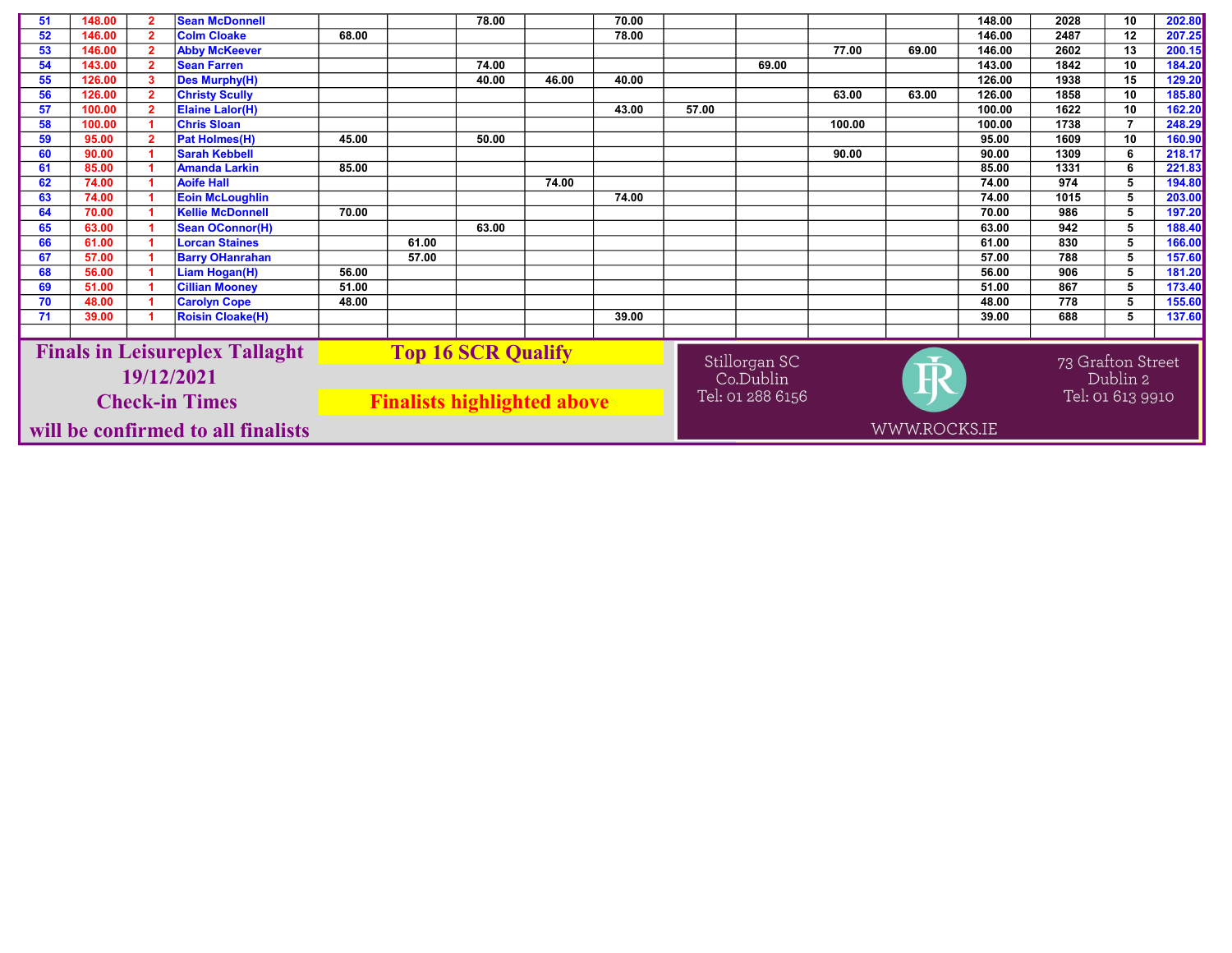| | | | | | | | | | | | | | | | | |
|---|---|---|---|---|---|---|---|---|---|---|---|---|---|---|---|---|
| 51 | 148.00 | 2 | Sean McDonnell | | | 78.00 | | 70.00 | | | | | 148.00 | 2028 | 10 | 202.80 |
| 52 | 146.00 | 2 | Colm Cloake | 68.00 | | | | 78.00 | | | | | 146.00 | 2487 | 12 | 207.25 |
| 53 | 146.00 | 2 | Abby McKeever | | | | | | | | 77.00 | 69.00 | 146.00 | 2602 | 13 | 200.15 |
| 54 | 143.00 | 2 | Sean Farren | | | 74.00 | | | | 69.00 | | | 143.00 | 1842 | 10 | 184.20 |
| 55 | 126.00 | 3 | Des Murphy(H) | | | 40.00 | 46.00 | 40.00 | | | | | 126.00 | 1938 | 15 | 129.20 |
| 56 | 126.00 | 2 | Christy Scully | | | | | | | | 63.00 | 63.00 | 126.00 | 1858 | 10 | 185.80 |
| 57 | 100.00 | 2 | Elaine Lalor(H) | | | | | 43.00 | 57.00 | | | | 100.00 | 1622 | 10 | 162.20 |
| 58 | 100.00 | 1 | Chris Sloan | | | | | | | | 100.00 | | 100.00 | 1738 | 7 | 248.29 |
| 59 | 95.00 | 2 | Pat Holmes(H) | 45.00 | | 50.00 | | | | | | | 95.00 | 1609 | 10 | 160.90 |
| 60 | 90.00 | 1 | Sarah Kebbell | | | | | | | | 90.00 | | 90.00 | 1309 | 6 | 218.17 |
| 61 | 85.00 | 1 | Amanda Larkin | 85.00 | | | | | | | | | 85.00 | 1331 | 6 | 221.83 |
| 62 | 74.00 | 1 | Aoife Hall | | | | 74.00 | | | | | | 74.00 | 974 | 5 | 194.80 |
| 63 | 74.00 | 1 | Eoin McLoughlin | | | | | 74.00 | | | | | 74.00 | 1015 | 5 | 203.00 |
| 64 | 70.00 | 1 | Kellie McDonnell | 70.00 | | | | | | | | | 70.00 | 986 | 5 | 197.20 |
| 65 | 63.00 | 1 | Sean OConnor(H) | | | 63.00 | | | | | | | 63.00 | 942 | 5 | 188.40 |
| 66 | 61.00 | 1 | Lorcan Staines | | 61.00 | | | | | | | | 61.00 | 830 | 5 | 166.00 |
| 67 | 57.00 | 1 | Barry OHanrahan | | 57.00 | | | | | | | | 57.00 | 788 | 5 | 157.60 |
| 68 | 56.00 | 1 | Liam Hogan(H) | 56.00 | | | | | | | | | 56.00 | 906 | 5 | 181.20 |
| 69 | 51.00 | 1 | Cillian Mooney | 51.00 | | | | | | | | | 51.00 | 867 | 5 | 173.40 |
| 70 | 48.00 | 1 | Carolyn Cope | 48.00 | | | | | | | | | 48.00 | 778 | 5 | 155.60 |
| 71 | 39.00 | 1 | Roisin Cloake(H) | | | | | 39.00 | | | | | 39.00 | 688 | 5 | 137.60 |

**Finals in Leisureplex Tallaght 19/12/2021**
**Check-in Times will be confirmed to all finalists**

**Top 16 SCR Qualify**

**Finalists highlighted above**

Stillorgan SC
Co.Dublin
Tel: 01 288 6156

73 Grafton Street
Dublin 2
Tel: 01 613 9910

WWW.ROCKS.IE